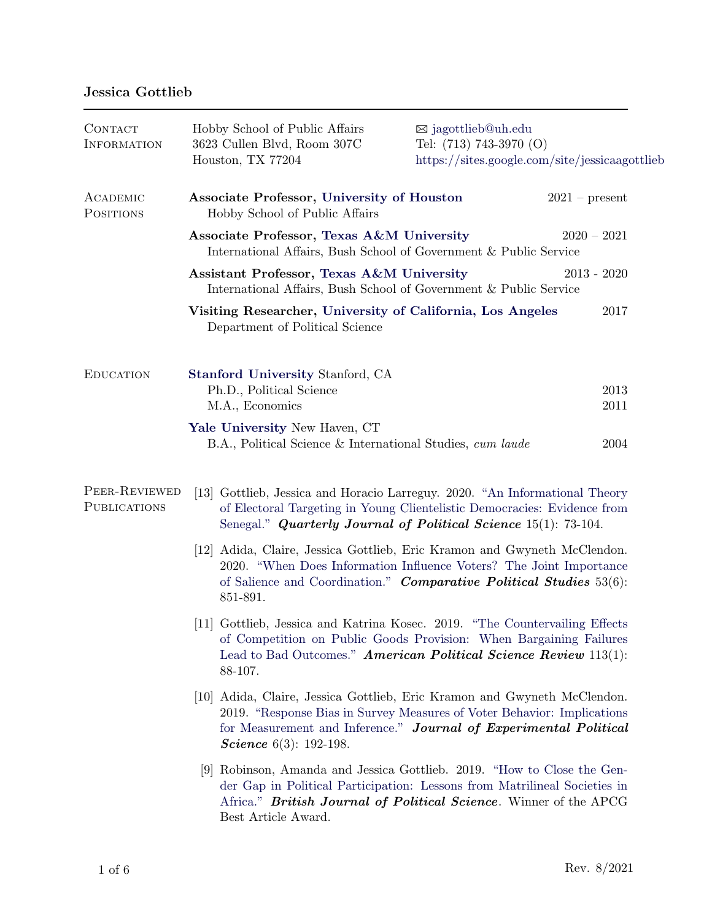# Jessica Gottlieb

## Contact Information

Hobby School of Public Affairs
3623 Cullen Blvd, Room 307C
Houston, TX 77204

✉ jagottlieb@uh.edu
Tel: (713) 743-3970 (O)
https://sites.google.com/site/jessicaagottlieb

## Academic Positions

**Associate Professor, University of Houston** — 2021 – present
Hobby School of Public Affairs

**Associate Professor, Texas A&M University** — 2020 – 2021
International Affairs, Bush School of Government & Public Service

**Assistant Professor, Texas A&M University** — 2013 - 2020
International Affairs, Bush School of Government & Public Service

**Visiting Researcher, University of California, Los Angeles** — 2017
Department of Political Science

## Education

**Stanford University** Stanford, CA
Ph.D., Political Science — 2013
M.A., Economics — 2011

**Yale University** New Haven, CT
B.A., Political Science & International Studies, *cum laude* — 2004

## Peer-Reviewed Publications

[13] Gottlieb, Jessica and Horacio Larreguy. 2020. "An Informational Theory of Electoral Targeting in Young Clientelistic Democracies: Evidence from Senegal." ***Quarterly Journal of Political Science*** 15(1): 73-104.

[12] Adida, Claire, Jessica Gottlieb, Eric Kramon and Gwyneth McClendon. 2020. "When Does Information Influence Voters? The Joint Importance of Salience and Coordination." ***Comparative Political Studies*** 53(6): 851-891.

[11] Gottlieb, Jessica and Katrina Kosec. 2019. "The Countervailing Effects of Competition on Public Goods Provision: When Bargaining Failures Lead to Bad Outcomes." ***American Political Science Review*** 113(1): 88-107.

[10] Adida, Claire, Jessica Gottlieb, Eric Kramon and Gwyneth McClendon. 2019. "Response Bias in Survey Measures of Voter Behavior: Implications for Measurement and Inference." ***Journal of Experimental Political Science*** 6(3): 192-198.

[9] Robinson, Amanda and Jessica Gottlieb. 2019. "How to Close the Gender Gap in Political Participation: Lessons from Matrilineal Societies in Africa." ***British Journal of Political Science***. Winner of the APCG Best Article Award.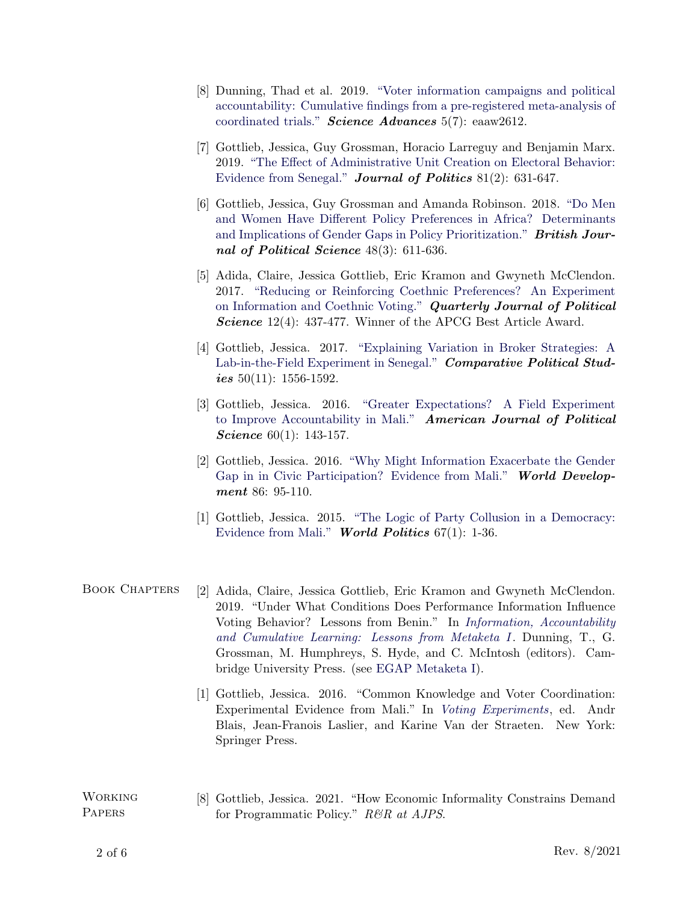[8] Dunning, Thad et al. 2019. "Voter information campaigns and political accountability: Cumulative findings from a pre-registered meta-analysis of coordinated trials." ***Science Advances*** 5(7): eaaw2612.

[7] Gottlieb, Jessica, Guy Grossman, Horacio Larreguy and Benjamin Marx. 2019. "The Effect of Administrative Unit Creation on Electoral Behavior: Evidence from Senegal." ***Journal of Politics*** 81(2): 631-647.

[6] Gottlieb, Jessica, Guy Grossman and Amanda Robinson. 2018. "Do Men and Women Have Different Policy Preferences in Africa? Determinants and Implications of Gender Gaps in Policy Prioritization." ***British Journal of Political Science*** 48(3): 611-636.

[5] Adida, Claire, Jessica Gottlieb, Eric Kramon and Gwyneth McClendon. 2017. "Reducing or Reinforcing Coethnic Preferences? An Experiment on Information and Coethnic Voting." ***Quarterly Journal of Political Science*** 12(4): 437-477. Winner of the APCG Best Article Award.

[4] Gottlieb, Jessica. 2017. "Explaining Variation in Broker Strategies: A Lab-in-the-Field Experiment in Senegal." ***Comparative Political Studies*** 50(11): 1556-1592.

[3] Gottlieb, Jessica. 2016. "Greater Expectations? A Field Experiment to Improve Accountability in Mali." ***American Journal of Political Science*** 60(1): 143-157.

[2] Gottlieb, Jessica. 2016. "Why Might Information Exacerbate the Gender Gap in in Civic Participation? Evidence from Mali." ***World Development*** 86: 95-110.

[1] Gottlieb, Jessica. 2015. "The Logic of Party Collusion in a Democracy: Evidence from Mali." ***World Politics*** 67(1): 1-36.

## Book Chapters

[2] Adida, Claire, Jessica Gottlieb, Eric Kramon and Gwyneth McClendon. 2019. "Under What Conditions Does Performance Information Influence Voting Behavior? Lessons from Benin." In *Information, Accountability and Cumulative Learning: Lessons from Metaketa I*. Dunning, T., G. Grossman, M. Humphreys, S. Hyde, and C. McIntosh (editors). Cambridge University Press. (see EGAP Metaketa I).

[1] Gottlieb, Jessica. 2016. "Common Knowledge and Voter Coordination: Experimental Evidence from Mali." In *Voting Experiments*, ed. Andr Blais, Jean-Franois Laslier, and Karine Van der Straeten. New York: Springer Press.

## Working Papers

[8] Gottlieb, Jessica. 2021. "How Economic Informality Constrains Demand for Programmatic Policy." *R&R at AJPS*.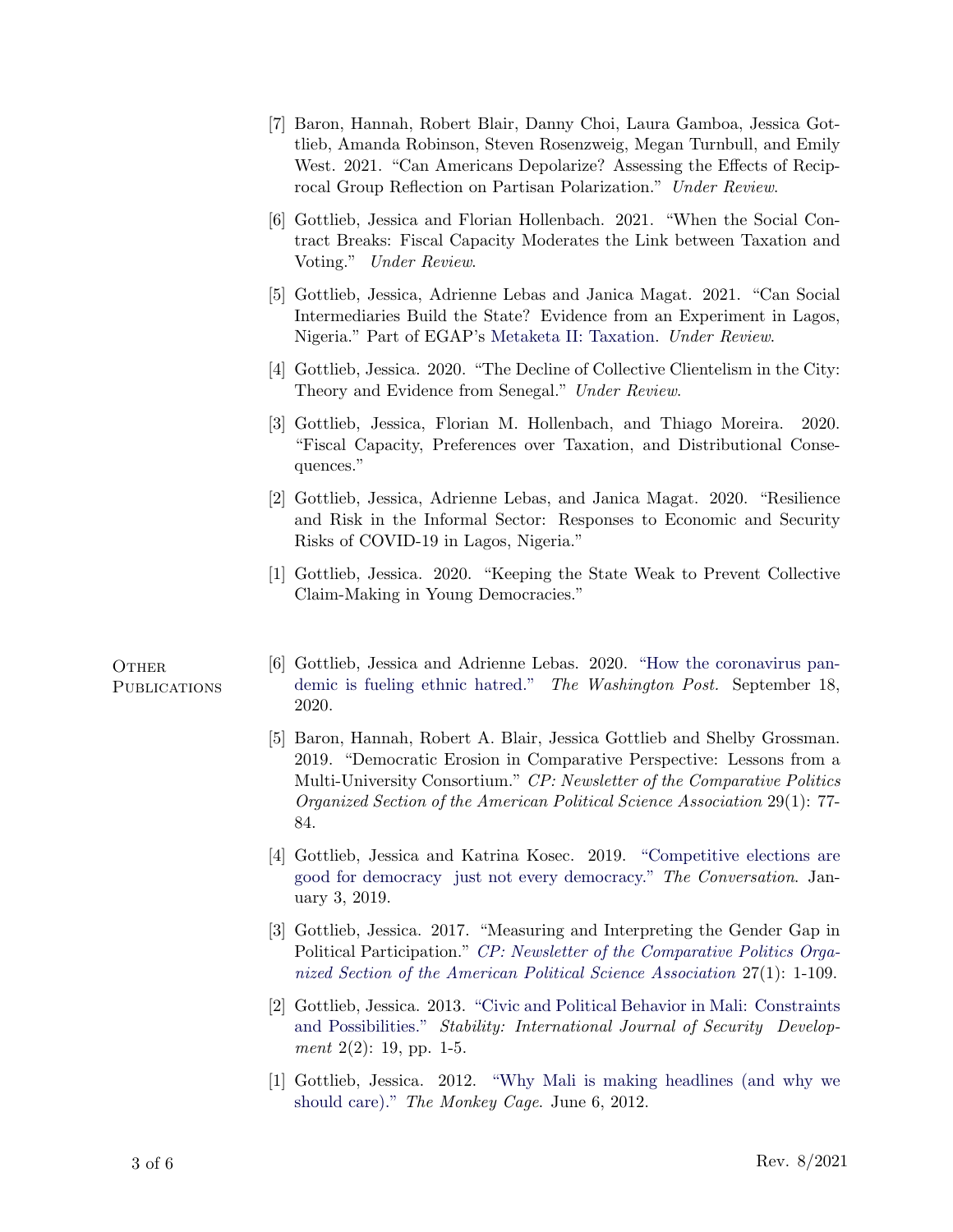[7] Baron, Hannah, Robert Blair, Danny Choi, Laura Gamboa, Jessica Gottlieb, Amanda Robinson, Steven Rosenzweig, Megan Turnbull, and Emily West. 2021. "Can Americans Depolarize? Assessing the Effects of Reciprocal Group Reflection on Partisan Polarization." *Under Review*.

[6] Gottlieb, Jessica and Florian Hollenbach. 2021. "When the Social Contract Breaks: Fiscal Capacity Moderates the Link between Taxation and Voting." *Under Review*.

[5] Gottlieb, Jessica, Adrienne Lebas and Janica Magat. 2021. "Can Social Intermediaries Build the State? Evidence from an Experiment in Lagos, Nigeria." Part of EGAP's Metaketa II: Taxation. *Under Review*.

[4] Gottlieb, Jessica. 2020. "The Decline of Collective Clientelism in the City: Theory and Evidence from Senegal." *Under Review*.

[3] Gottlieb, Jessica, Florian M. Hollenbach, and Thiago Moreira. 2020. "Fiscal Capacity, Preferences over Taxation, and Distributional Consequences."

[2] Gottlieb, Jessica, Adrienne Lebas, and Janica Magat. 2020. "Resilience and Risk in the Informal Sector: Responses to Economic and Security Risks of COVID-19 in Lagos, Nigeria."

[1] Gottlieb, Jessica. 2020. "Keeping the State Weak to Prevent Collective Claim-Making in Young Democracies."

## Other Publications

[6] Gottlieb, Jessica and Adrienne Lebas. 2020. "How the coronavirus pandemic is fueling ethnic hatred." *The Washington Post.* September 18, 2020.

[5] Baron, Hannah, Robert A. Blair, Jessica Gottlieb and Shelby Grossman. 2019. "Democratic Erosion in Comparative Perspective: Lessons from a Multi-University Consortium." *CP: Newsletter of the Comparative Politics Organized Section of the American Political Science Association* 29(1): 77-84.

[4] Gottlieb, Jessica and Katrina Kosec. 2019. "Competitive elections are good for democracy just not every democracy." *The Conversation*. January 3, 2019.

[3] Gottlieb, Jessica. 2017. "Measuring and Interpreting the Gender Gap in Political Participation." *CP: Newsletter of the Comparative Politics Organized Section of the American Political Science Association* 27(1): 1-109.

[2] Gottlieb, Jessica. 2013. "Civic and Political Behavior in Mali: Constraints and Possibilities." *Stability: International Journal of Security Development* 2(2): 19, pp. 1-5.

[1] Gottlieb, Jessica. 2012. "Why Mali is making headlines (and why we should care)." *The Monkey Cage.* June 6, 2012.

Rev. 8/2021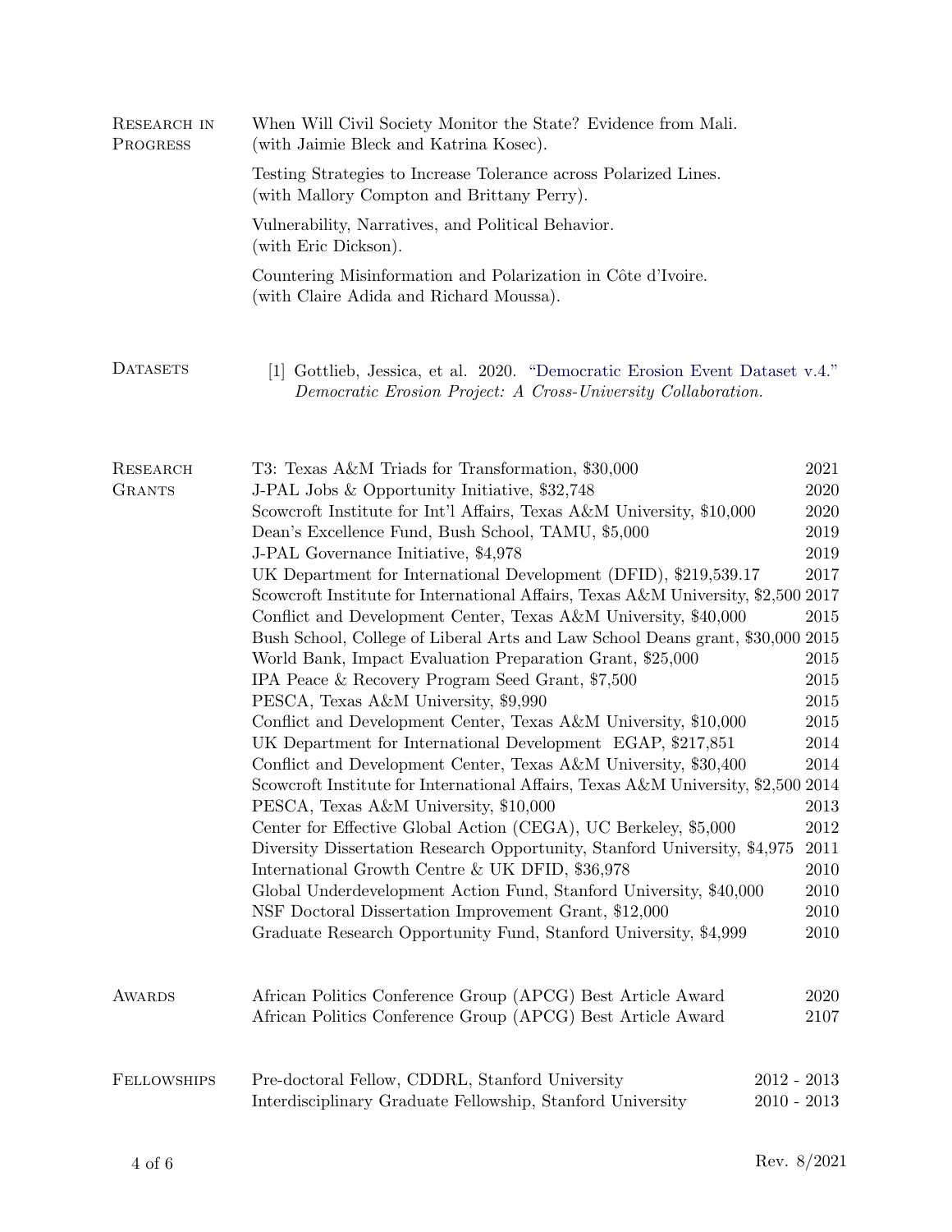## Research in Progress

When Will Civil Society Monitor the State? Evidence from Mali.
(with Jaimie Bleck and Katrina Kosec).

Testing Strategies to Increase Tolerance across Polarized Lines.
(with Mallory Compton and Brittany Perry).

Vulnerability, Narratives, and Political Behavior.
(with Eric Dickson).

Countering Misinformation and Polarization in Côte d'Ivoire.
(with Claire Adida and Richard Moussa).

## Datasets

[1] Gottlieb, Jessica, et al. 2020. "Democratic Erosion Event Dataset v.4." *Democratic Erosion Project: A Cross-University Collaboration.*

## Research Grants

| Grant | Year |
|---|---|
| T3: Texas A&M Triads for Transformation, $30,000 | 2021 |
| J-PAL Jobs & Opportunity Initiative, $32,748 | 2020 |
| Scowcroft Institute for Int'l Affairs, Texas A&M University, $10,000 | 2020 |
| Dean's Excellence Fund, Bush School, TAMU, $5,000 | 2019 |
| J-PAL Governance Initiative, $4,978 | 2019 |
| UK Department for International Development (DFID), $219,539.17 | 2017 |
| Scowcroft Institute for International Affairs, Texas A&M University, $2,500 | 2017 |
| Conflict and Development Center, Texas A&M University, $40,000 | 2015 |
| Bush School, College of Liberal Arts and Law School Deans grant, $30,000 | 2015 |
| World Bank, Impact Evaluation Preparation Grant, $25,000 | 2015 |
| IPA Peace & Recovery Program Seed Grant, $7,500 | 2015 |
| PESCA, Texas A&M University, $9,990 | 2015 |
| Conflict and Development Center, Texas A&M University, $10,000 | 2015 |
| UK Department for International Development EGAP, $217,851 | 2014 |
| Conflict and Development Center, Texas A&M University, $30,400 | 2014 |
| Scowcroft Institute for International Affairs, Texas A&M University, $2,500 | 2014 |
| PESCA, Texas A&M University, $10,000 | 2013 |
| Center for Effective Global Action (CEGA), UC Berkeley, $5,000 | 2012 |
| Diversity Dissertation Research Opportunity, Stanford University, $4,975 | 2011 |
| International Growth Centre & UK DFID, $36,978 | 2010 |
| Global Underdevelopment Action Fund, Stanford University, $40,000 | 2010 |
| NSF Doctoral Dissertation Improvement Grant, $12,000 | 2010 |
| Graduate Research Opportunity Fund, Stanford University, $4,999 | 2010 |

## Awards

| Award | Year |
|---|---|
| African Politics Conference Group (APCG) Best Article Award | 2020 |
| African Politics Conference Group (APCG) Best Article Award | 2107 |

## Fellowships

| Fellowship | Years |
|---|---|
| Pre-doctoral Fellow, CDDRL, Stanford University | 2012 - 2013 |
| Interdisciplinary Graduate Fellowship, Stanford University | 2010 - 2013 |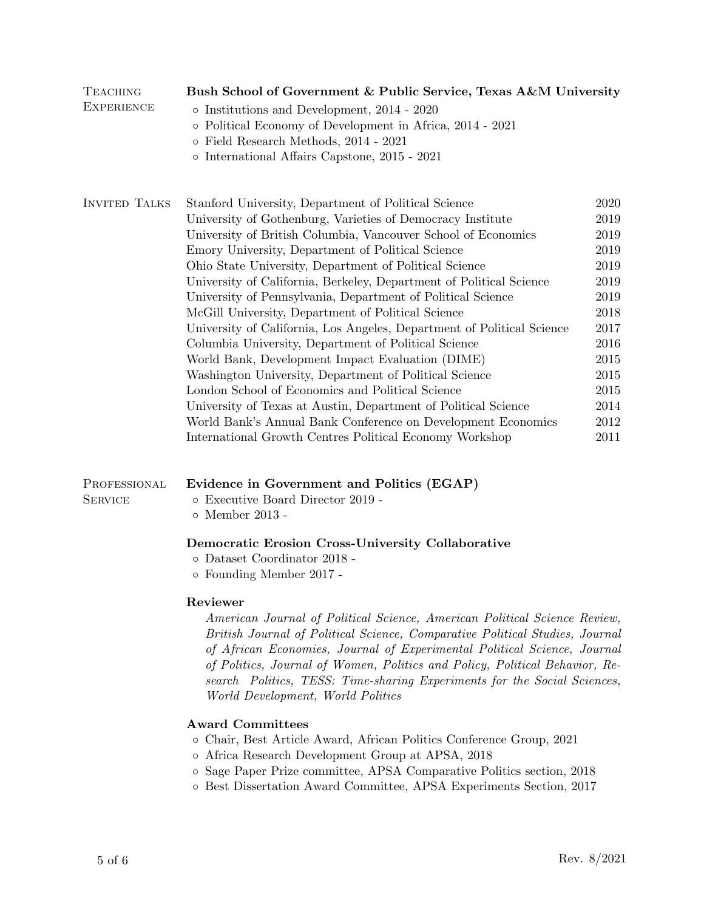## Teaching Experience

**Bush School of Government & Public Service, Texas A&M University**

- Institutions and Development, 2014 - 2020
- Political Economy of Development in Africa, 2014 - 2021
- Field Research Methods, 2014 - 2021
- International Affairs Capstone, 2015 - 2021

## Invited Talks

| | |
|---|---|
| Stanford University, Department of Political Science | 2020 |
| University of Gothenburg, Varieties of Democracy Institute | 2019 |
| University of British Columbia, Vancouver School of Economics | 2019 |
| Emory University, Department of Political Science | 2019 |
| Ohio State University, Department of Political Science | 2019 |
| University of California, Berkeley, Department of Political Science | 2019 |
| University of Pennsylvania, Department of Political Science | 2019 |
| McGill University, Department of Political Science | 2018 |
| University of California, Los Angeles, Department of Political Science | 2017 |
| Columbia University, Department of Political Science | 2016 |
| World Bank, Development Impact Evaluation (DIME) | 2015 |
| Washington University, Department of Political Science | 2015 |
| London School of Economics and Political Science | 2015 |
| University of Texas at Austin, Department of Political Science | 2014 |
| World Bank's Annual Bank Conference on Development Economics | 2012 |
| International Growth Centres Political Economy Workshop | 2011 |

## Professional Service

**Evidence in Government and Politics (EGAP)**

- Executive Board Director 2019 -
- Member 2013 -

**Democratic Erosion Cross-University Collaborative**

- Dataset Coordinator 2018 -
- Founding Member 2017 -

**Reviewer**

*American Journal of Political Science, American Political Science Review, British Journal of Political Science, Comparative Political Studies, Journal of African Economies, Journal of Experimental Political Science, Journal of Politics, Journal of Women, Politics and Policy, Political Behavior, Research Politics, TESS: Time-sharing Experiments for the Social Sciences, World Development, World Politics*

**Award Committees**

- Chair, Best Article Award, African Politics Conference Group, 2021
- Africa Research Development Group at APSA, 2018
- Sage Paper Prize committee, APSA Comparative Politics section, 2018
- Best Dissertation Award Committee, APSA Experiments Section, 2017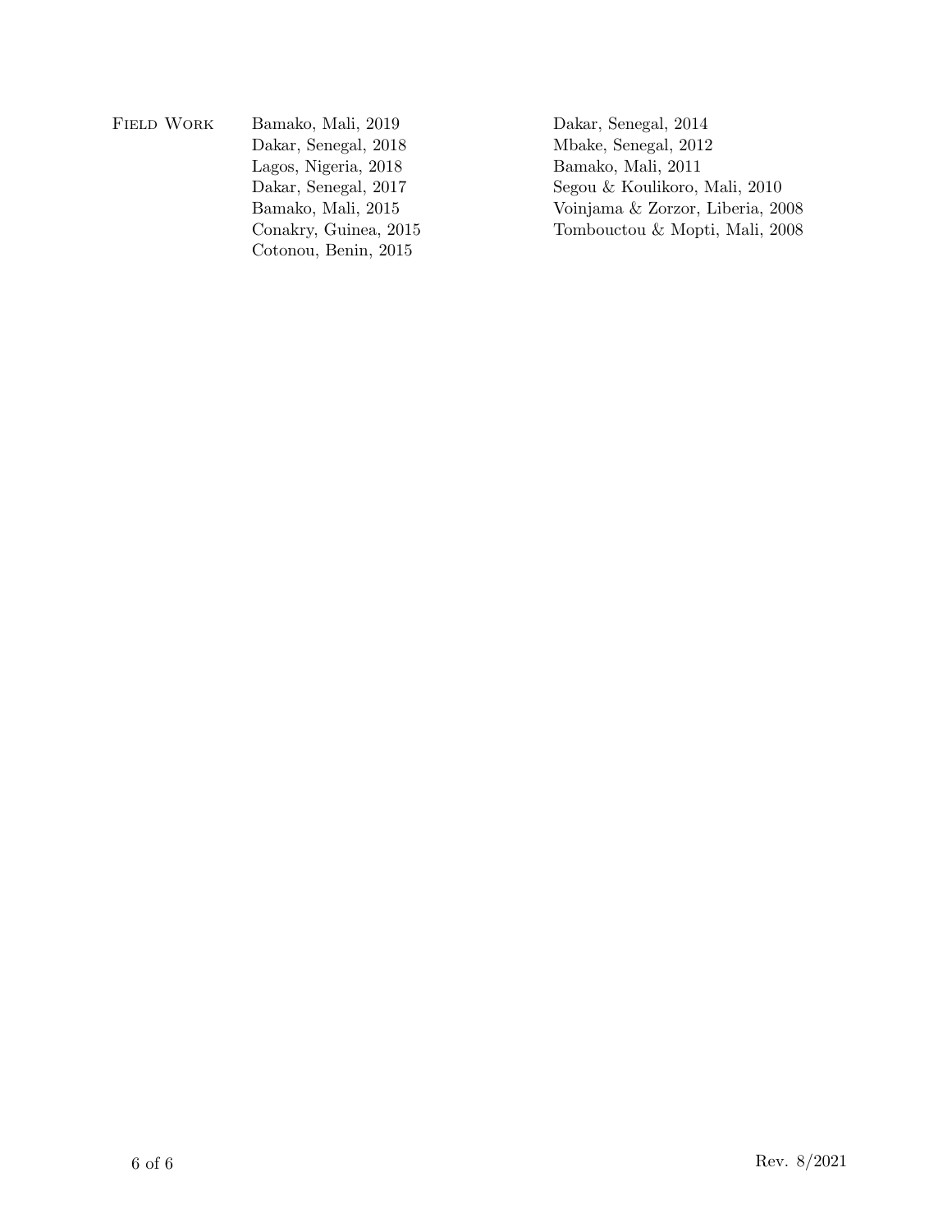## Field Work

- Bamako, Mali, 2019
- Dakar, Senegal, 2018
- Lagos, Nigeria, 2018
- Dakar, Senegal, 2017
- Bamako, Mali, 2015
- Conakry, Guinea, 2015
- Cotonou, Benin, 2015
- Dakar, Senegal, 2014
- Mbake, Senegal, 2012
- Bamako, Mali, 2011
- Segou & Koulikoro, Mali, 2010
- Voinjama & Zorzor, Liberia, 2008
- Tombouctou & Mopti, Mali, 2008

Rev. 8/2021